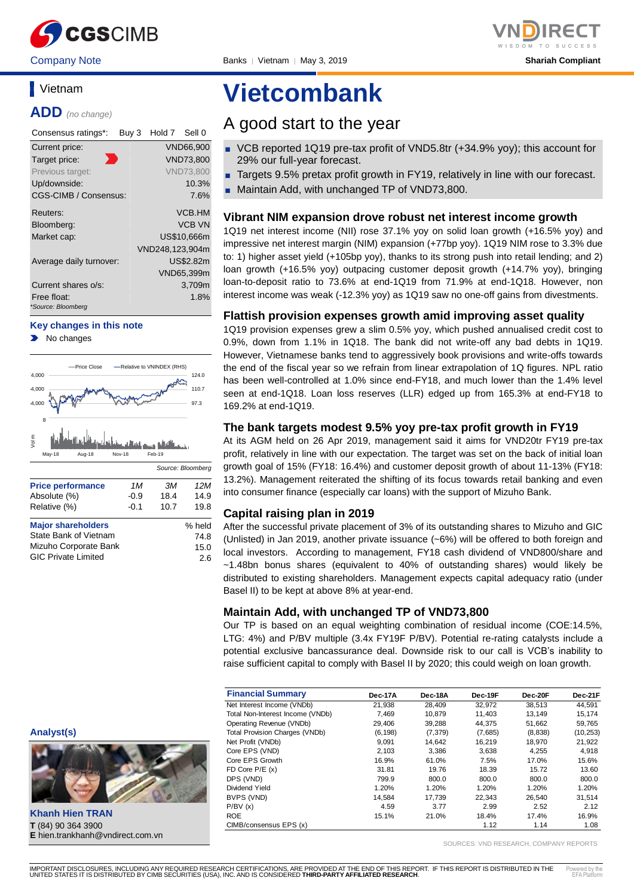CGSCIMB | VNDIRECT

Company Note | Banks | Vietnam | May 3, 2019 | Shariah Compliant

# Vietcombank

## A good start to the year

- VCB reported 1Q19 pre-tax profit of VND5.8tr (+34.9% yoy); this account for 29% our full-year forecast.
- Targets 9.5% pretax profit growth in FY19, relatively in line with our forecast.
- Maintain Add, with unchanged TP of VND73,800.

### Vibrant NIM expansion drove robust net interest income growth

1Q19 net interest income (NII) rose 37.1% yoy on solid loan growth (+16.5% yoy) and impressive net interest margin (NIM) expansion (+77bp yoy). 1Q19 NIM rose to 3.3% due to: 1) higher asset yield (+105bp yoy), thanks to its strong push into retail lending; and 2) loan growth (+16.5% yoy) outpacing customer deposit growth (+14.7% yoy), bringing loan-to-deposit ratio to 73.6% at end-1Q19 from 71.9% at end-1Q18. However, non interest income was weak (-12.3% yoy) as 1Q19 saw no one-off gains from divestments.

### Flattish provision expenses growth amid improving asset quality

1Q19 provision expenses grew a slim 0.5% yoy, which pushed annualised credit cost to 0.9%, down from 1.1% in 1Q18. The bank did not write-off any bad debts in 1Q19. However, Vietnamese banks tend to aggressively book provisions and write-offs towards the end of the fiscal year so we refrain from linear extrapolation of 1Q figures. NPL ratio has been well-controlled at 1.0% since end-FY18, and much lower than the 1.4% level seen at end-1Q18. Loan loss reserves (LLR) edged up from 165.3% at end-FY18 to 169.2% at end-1Q19.

### The bank targets modest 9.5% yoy pre-tax profit growth in FY19

At its AGM held on 26 Apr 2019, management said it aims for VND20tr FY19 pre-tax profit, relatively in line with our expectation. The target was set on the back of initial loan growth goal of 15% (FY18: 16.4%) and customer deposit growth of about 11-13% (FY18: 13.2%). Management reiterated the shifting of its focus towards retail banking and even into consumer finance (especially car loans) with the support of Mizuho Bank.

### Capital raising plan in 2019

After the successful private placement of 3% of its outstanding shares to Mizuho and GIC (Unlisted) in Jan 2019, another private issuance (~6%) will be offered to both foreign and local investors. According to management, FY18 cash dividend of VND800/share and ~1.48bn bonus shares (equivalent to 40% of outstanding shares) would likely be distributed to existing shareholders. Management expects capital adequacy ratio (under Basel II) to be kept at above 8% at year-end.

### Maintain Add, with unchanged TP of VND73,800

Our TP is based on an equal weighting combination of residual income (COE:14.5%, LTG: 4%) and P/BV multiple (3.4x FY19F P/BV). Potential re-rating catalysts include a potential exclusive bancassurance deal. Downside risk to our call is VCB's inability to raise sufficient capital to comply with Basel II by 2020; this could weigh on loan growth.

| Financial Summary | Dec-17A | Dec-18A | Dec-19F | Dec-20F | Dec-21F |
|---|---|---|---|---|---|
| Net Interest Income (VNDb) | 21,938 | 28,409 | 32,972 | 38,513 | 44,591 |
| Total Non-Interest Income (VNDb) | 7,469 | 10,879 | 11,403 | 13,149 | 15,174 |
| Operating Revenue (VNDb) | 29,406 | 39,288 | 44,375 | 51,662 | 59,765 |
| Total Provision Charges (VNDb) | (6,198) | (7,379) | (7,685) | (8,838) | (10,253) |
| Net Profit (VNDb) | 9,091 | 14,642 | 16,219 | 18,970 | 21,922 |
| Core EPS (VND) | 2,103 | 3,386 | 3,638 | 4,255 | 4,918 |
| Core EPS Growth | 16.9% | 61.0% | 7.5% | 17.0% | 15.6% |
| FD Core P/E (x) | 31.81 | 19.76 | 18.39 | 15.72 | 13.60 |
| DPS (VND) | 799.9 | 800.0 | 800.0 | 800.0 | 800.0 |
| Dividend Yield | 1.20% | 1.20% | 1.20% | 1.20% | 1.20% |
| BVPS (VND) | 14,584 | 17,739 | 22,343 | 26,540 | 31,514 |
| P/BV (x) | 4.59 | 3.77 | 2.99 | 2.52 | 2.12 |
| ROE | 15.1% | 21.0% | 18.4% | 17.4% | 16.9% |
| CIMB/consensus EPS (x) | | | 1.12 | 1.14 | 1.08 |

SOURCES: VND RESEARCH, COMPANY REPORTS

## Vietnam

**ADD** *(no change)*

| Consensus ratings*: | Buy 3 | Hold 7 | Sell 0 |
|---|---|---|---|

| | |
|---|---|
| Current price: | VND66,900 |
| Target price: | VND73,800 |
| Previous target: | VND73,800 |
| Up/downside: | 10.3% |
| CGS-CIMB / Consensus: | 7.6% |
| Reuters: | VCB.HM |
| Bloomberg: | VCB VN |
| Market cap: | US$10,666m |
| | VND248,123,904m |
| Average daily turnover: | US$2.82m |
| | VND65,399m |
| Current shares o/s: | 3,709m |
| Free float: | 1.8% |

*Source: Bloomberg*

**Key changes in this note**

- No changes

Source: Bloomberg

| Price performance | 1M | 3M | 12M |
|---|---|---|---|
| Absolute (%) | -0.9 | 18.4 | 14.9 |
| Relative (%) | -0.1 | 10.7 | 19.8 |

| Major shareholders | % held |
|---|---|
| State Bank of Vietnam | 74.8 |
| Mizuho Corporate Bank | 15.0 |
| GIC Private Limited | 2.6 |

**Analyst(s)**

**Khanh Hien TRAN**
**T** (84) 90 364 3900
**E** hien.trankhanh@vndirect.com.vn

IMPORTANT DISCLOSURES, INCLUDING ANY REQUIRED RESEARCH CERTIFICATIONS, ARE PROVIDED AT THE END OF THIS REPORT. IF THIS REPORT IS DISTRIBUTED IN THE UNITED STATES IT IS DISTRIBUTED BY CIMB SECURITIES (USA), INC. AND IS CONSIDERED **THIRD-PARTY AFFILIATED RESEARCH**.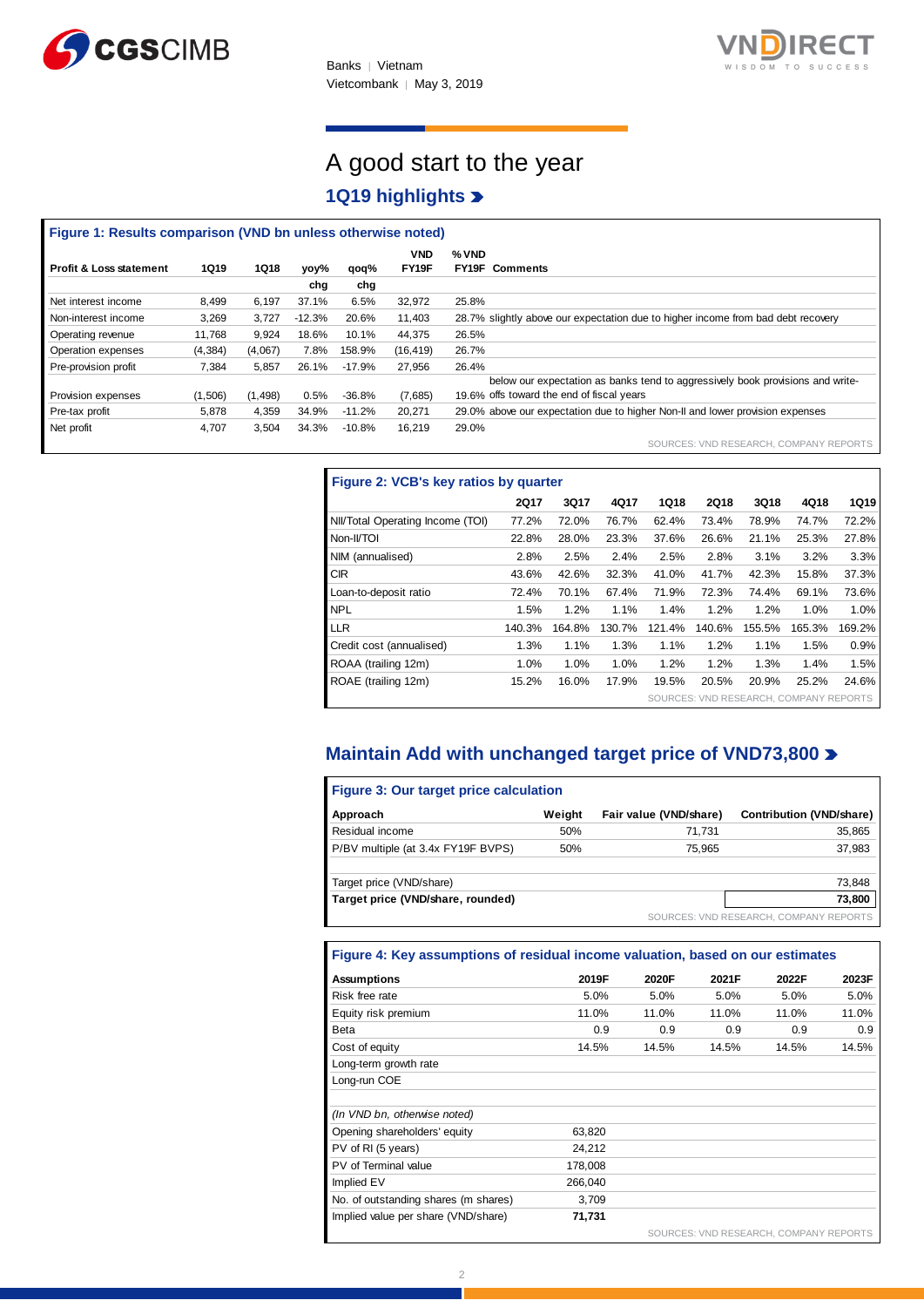# A good start to the year

## 1Q19 highlights

**Figure 1: Results comparison (VND bn unless otherwise noted)**

| Profit & Loss statement | 1Q19 | 1Q18 | yoy% chg | qoq% chg | VND FY19F | % VND FY19F | Comments |
|---|---|---|---|---|---|---|---|
| Net interest income | 8,499 | 6,197 | 37.1% | 6.5% | 32,972 | 25.8% | |
| Non-interest income | 3,269 | 3,727 | -12.3% | 20.6% | 11,403 | 28.7% | slightly above our expectation due to higher income from bad debt recovery |
| Operating revenue | 11,768 | 9,924 | 18.6% | 10.1% | 44,375 | 26.5% | |
| Operation expenses | (4,384) | (4,067) | 7.8% | 158.9% | (16,419) | 26.7% | |
| Pre-provision profit | 7,384 | 5,857 | 26.1% | -17.9% | 27,956 | 26.4% | |
| Provision expenses | (1,506) | (1,498) | 0.5% | -36.8% | (7,685) | 19.6% | below our expectation as banks tend to aggressively book provisions and write-offs toward the end of fiscal years |
| Pre-tax profit | 5,878 | 4,359 | 34.9% | -11.2% | 20,271 | 29.0% | above our expectation due to higher Non-II and lower provision expenses |
| Net profit | 4,707 | 3,504 | 34.3% | -10.8% | 16,219 | 29.0% | |

SOURCES: VND RESEARCH, COMPANY REPORTS

**Figure 2: VCB's key ratios by quarter**

| | 2Q17 | 3Q17 | 4Q17 | 1Q18 | 2Q18 | 3Q18 | 4Q18 | 1Q19 |
|---|---|---|---|---|---|---|---|---|
| NII/Total Operating Income (TOI) | 77.2% | 72.0% | 76.7% | 62.4% | 73.4% | 78.9% | 74.7% | 72.2% |
| Non-II/TOI | 22.8% | 28.0% | 23.3% | 37.6% | 26.6% | 21.1% | 25.3% | 27.8% |
| NIM (annualised) | 2.8% | 2.5% | 2.4% | 2.5% | 2.8% | 3.1% | 3.2% | 3.3% |
| CIR | 43.6% | 42.6% | 32.3% | 41.0% | 41.7% | 42.3% | 15.8% | 37.3% |
| Loan-to-deposit ratio | 72.4% | 70.1% | 67.4% | 71.9% | 72.3% | 74.4% | 69.1% | 73.6% |
| NPL | 1.5% | 1.2% | 1.1% | 1.4% | 1.2% | 1.2% | 1.0% | 1.0% |
| LLR | 140.3% | 164.8% | 130.7% | 121.4% | 140.6% | 155.5% | 165.3% | 169.2% |
| Credit cost (annualised) | 1.3% | 1.1% | 1.3% | 1.1% | 1.2% | 1.1% | 1.5% | 0.9% |
| ROAA (trailing 12m) | 1.0% | 1.0% | 1.0% | 1.2% | 1.2% | 1.3% | 1.4% | 1.5% |
| ROAE (trailing 12m) | 15.2% | 16.0% | 17.9% | 19.5% | 20.5% | 20.9% | 25.2% | 24.6% |

SOURCES: VND RESEARCH, COMPANY REPORTS

## Maintain Add with unchanged target price of VND73,800

**Figure 3: Our target price calculation**

| Approach | Weight | Fair value (VND/share) | Contribution (VND/share) |
|---|---|---|---|
| Residual income | 50% | 71,731 | 35,865 |
| P/BV multiple (at 3.4x FY19F BVPS) | 50% | 75,965 | 37,983 |
| | | | |
| Target price (VND/share) | | | 73,848 |
| **Target price (VND/share, rounded)** | | | **73,800** |

SOURCES: VND RESEARCH, COMPANY REPORTS

**Figure 4: Key assumptions of residual income valuation, based on our estimates**

| Assumptions | 2019F | 2020F | 2021F | 2022F | 2023F |
|---|---|---|---|---|---|
| Risk free rate | 5.0% | 5.0% | 5.0% | 5.0% | 5.0% |
| Equity risk premium | 11.0% | 11.0% | 11.0% | 11.0% | 11.0% |
| Beta | 0.9 | 0.9 | 0.9 | 0.9 | 0.9 |
| Cost of equity | 14.5% | 14.5% | 14.5% | 14.5% | 14.5% |
| Long-term growth rate | | | | | |
| Long-run COE | | | | | |
| | | | | | |
| *(In VND bn, otherwise noted)* | | | | | |
| Opening shareholders' equity | 63,820 | | | | |
| PV of RI (5 years) | 24,212 | | | | |
| PV of Terminal value | 178,008 | | | | |
| Implied EV | 266,040 | | | | |
| No. of outstanding shares (m shares) | 3,709 | | | | |
| Implied value per share (VND/share) | **71,731** | | | | |

SOURCES: VND RESEARCH, COMPANY REPORTS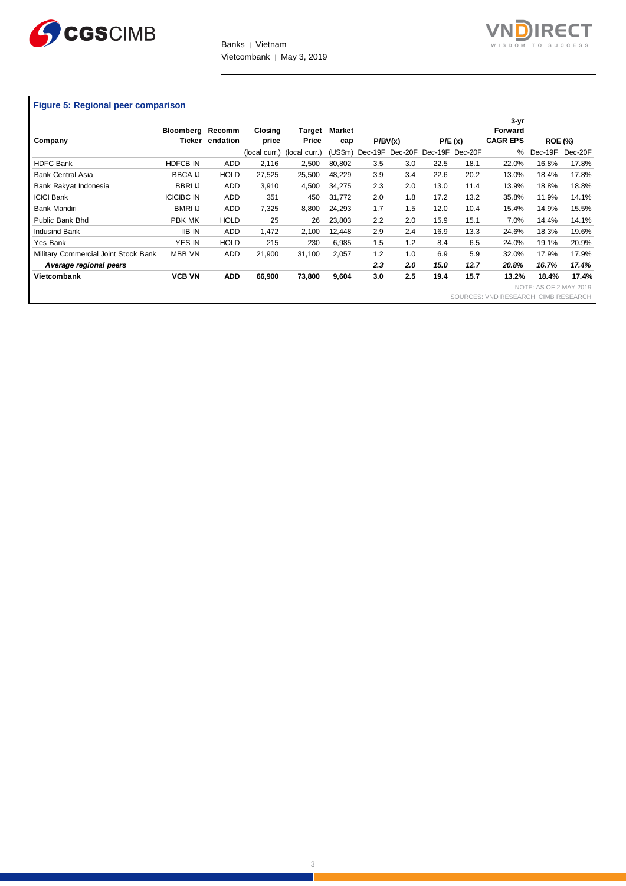**Figure 5: Regional peer comparison**

| Company | Bloomberg Ticker | Recommendation | Closing price | Target Price | Market cap | P/BV(x) | | P/E (x) | | 3-yr Forward CAGR EPS | ROE (%) | |
|---|---|---|---|---|---|---|---|---|---|---|---|---|
| | | | (local curr.) | (local curr.) | (US$m) | Dec-19F | Dec-20F | Dec-19F | Dec-20F | % | Dec-19F | Dec-20F |
| HDFC Bank | HDFCB IN | ADD | 2,116 | 2,500 | 80,802 | 3.5 | 3.0 | 22.5 | 18.1 | 22.0% | 16.8% | 17.8% |
| Bank Central Asia | BBCA IJ | HOLD | 27,525 | 25,500 | 48,229 | 3.9 | 3.4 | 22.6 | 20.2 | 13.0% | 18.4% | 17.8% |
| Bank Rakyat Indonesia | BBRI IJ | ADD | 3,910 | 4,500 | 34,275 | 2.3 | 2.0 | 13.0 | 11.4 | 13.9% | 18.8% | 18.8% |
| ICICI Bank | ICICIBC IN | ADD | 351 | 450 | 31,772 | 2.0 | 1.8 | 17.2 | 13.2 | 35.8% | 11.9% | 14.1% |
| Bank Mandiri | BMRI IJ | ADD | 7,325 | 8,800 | 24,293 | 1.7 | 1.5 | 12.0 | 10.4 | 15.4% | 14.9% | 15.5% |
| Public Bank Bhd | PBK MK | HOLD | 25 | 26 | 23,803 | 2.2 | 2.0 | 15.9 | 15.1 | 7.0% | 14.4% | 14.1% |
| Indusind Bank | IIB IN | ADD | 1,472 | 2,100 | 12,448 | 2.9 | 2.4 | 16.9 | 13.3 | 24.6% | 18.3% | 19.6% |
| Yes Bank | YES IN | HOLD | 215 | 230 | 6,985 | 1.5 | 1.2 | 8.4 | 6.5 | 24.0% | 19.1% | 20.9% |
| Military Commercial Joint Stock Bank | MBB VN | ADD | 21,900 | 31,100 | 2,057 | 1.2 | 1.0 | 6.9 | 5.9 | 32.0% | 17.9% | 17.9% |
| ***Average regional peers*** | | | | | | ***2.3*** | ***2.0*** | ***15.0*** | ***12.7*** | ***20.8%*** | ***16.7%*** | ***17.4%*** |
| **Vietcombank** | **VCB VN** | **ADD** | **66,900** | **73,800** | **9,604** | **3.0** | **2.5** | **19.4** | **15.7** | **13.2%** | **18.4%** | **17.4%** |

NOTE: AS OF 2 MAY 2019

SOURCES:,VND RESEARCH, CIMB RESEARCH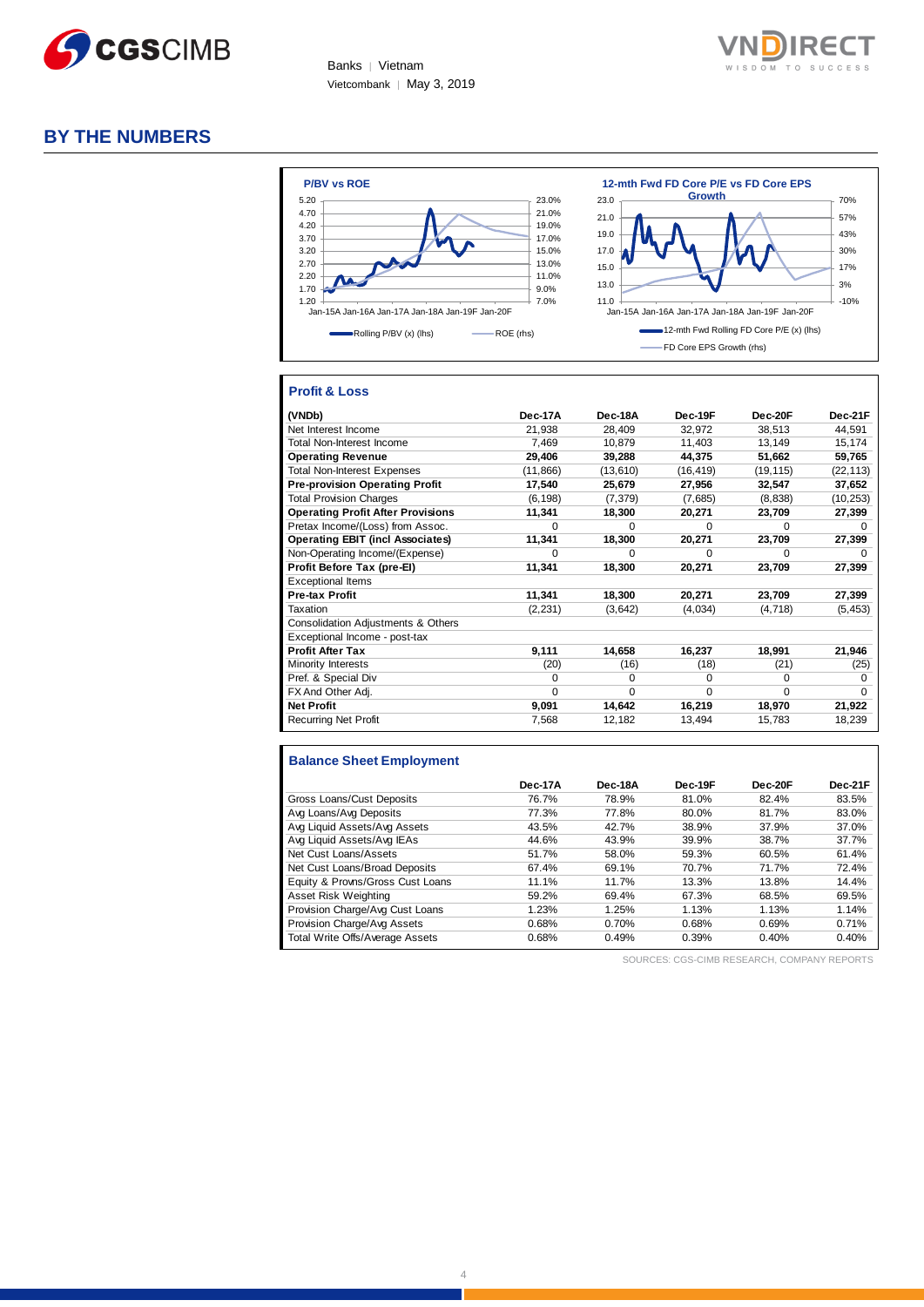Banks | Vietnam
Vietcombank | May 3, 2019

## BY THE NUMBERS

**P/BV vs ROE**

Rolling P/BV (x) (lhs) — ROE (rhs)

**12-mth Fwd FD Core P/E vs FD Core EPS Growth**

12-mth Fwd Rolling FD Core P/E (x) (lhs) — FD Core EPS Growth (rhs)

### Profit & Loss

| (VNDb) | Dec-17A | Dec-18A | Dec-19F | Dec-20F | Dec-21F |
|---|---|---|---|---|---|
| Net Interest Income | 21,938 | 28,409 | 32,972 | 38,513 | 44,591 |
| Total Non-Interest Income | 7,469 | 10,879 | 11,403 | 13,149 | 15,174 |
| **Operating Revenue** | **29,406** | **39,288** | **44,375** | **51,662** | **59,765** |
| Total Non-Interest Expenses | (11,866) | (13,610) | (16,419) | (19,115) | (22,113) |
| **Pre-provision Operating Profit** | **17,540** | **25,679** | **27,956** | **32,547** | **37,652** |
| Total Provision Charges | (6,198) | (7,379) | (7,685) | (8,838) | (10,253) |
| **Operating Profit After Provisions** | **11,341** | **18,300** | **20,271** | **23,709** | **27,399** |
| Pretax Income/(Loss) from Assoc. | 0 | 0 | 0 | 0 | 0 |
| **Operating EBIT (incl Associates)** | **11,341** | **18,300** | **20,271** | **23,709** | **27,399** |
| Non-Operating Income/(Expense) | 0 | 0 | 0 | 0 | 0 |
| **Profit Before Tax (pre-EI)** | **11,341** | **18,300** | **20,271** | **23,709** | **27,399** |
| Exceptional Items | | | | | |
| **Pre-tax Profit** | **11,341** | **18,300** | **20,271** | **23,709** | **27,399** |
| Taxation | (2,231) | (3,642) | (4,034) | (4,718) | (5,453) |
| Consolidation Adjustments & Others | | | | | |
| Exceptional Income - post-tax | | | | | |
| **Profit After Tax** | **9,111** | **14,658** | **16,237** | **18,991** | **21,946** |
| Minority Interests | (20) | (16) | (18) | (21) | (25) |
| Pref. & Special Div | 0 | 0 | 0 | 0 | 0 |
| FX And Other Adj. | 0 | 0 | 0 | 0 | 0 |
| **Net Profit** | **9,091** | **14,642** | **16,219** | **18,970** | **21,922** |
| Recurring Net Profit | 7,568 | 12,182 | 13,494 | 15,783 | 18,239 |

### Balance Sheet Employment

| | Dec-17A | Dec-18A | Dec-19F | Dec-20F | Dec-21F |
|---|---|---|---|---|---|
| Gross Loans/Cust Deposits | 76.7% | 78.9% | 81.0% | 82.4% | 83.5% |
| Avg Loans/Avg Deposits | 77.3% | 77.8% | 80.0% | 81.7% | 83.0% |
| Avg Liquid Assets/Avg Assets | 43.5% | 42.7% | 38.9% | 37.9% | 37.0% |
| Avg Liquid Assets/Avg IEAs | 44.6% | 43.9% | 39.9% | 38.7% | 37.7% |
| Net Cust Loans/Assets | 51.7% | 58.0% | 59.3% | 60.5% | 61.4% |
| Net Cust Loans/Broad Deposits | 67.4% | 69.1% | 70.7% | 71.7% | 72.4% |
| Equity & Provns/Gross Cust Loans | 11.1% | 11.7% | 13.3% | 13.8% | 14.4% |
| Asset Risk Weighting | 59.2% | 69.4% | 67.3% | 68.5% | 69.5% |
| Provision Charge/Avg Cust Loans | 1.23% | 1.25% | 1.13% | 1.13% | 1.14% |
| Provision Charge/Avg Assets | 0.68% | 0.70% | 0.68% | 0.69% | 0.71% |
| Total Write Offs/Average Assets | 0.68% | 0.49% | 0.39% | 0.40% | 0.40% |

SOURCES: CGS-CIMB RESEARCH, COMPANY REPORTS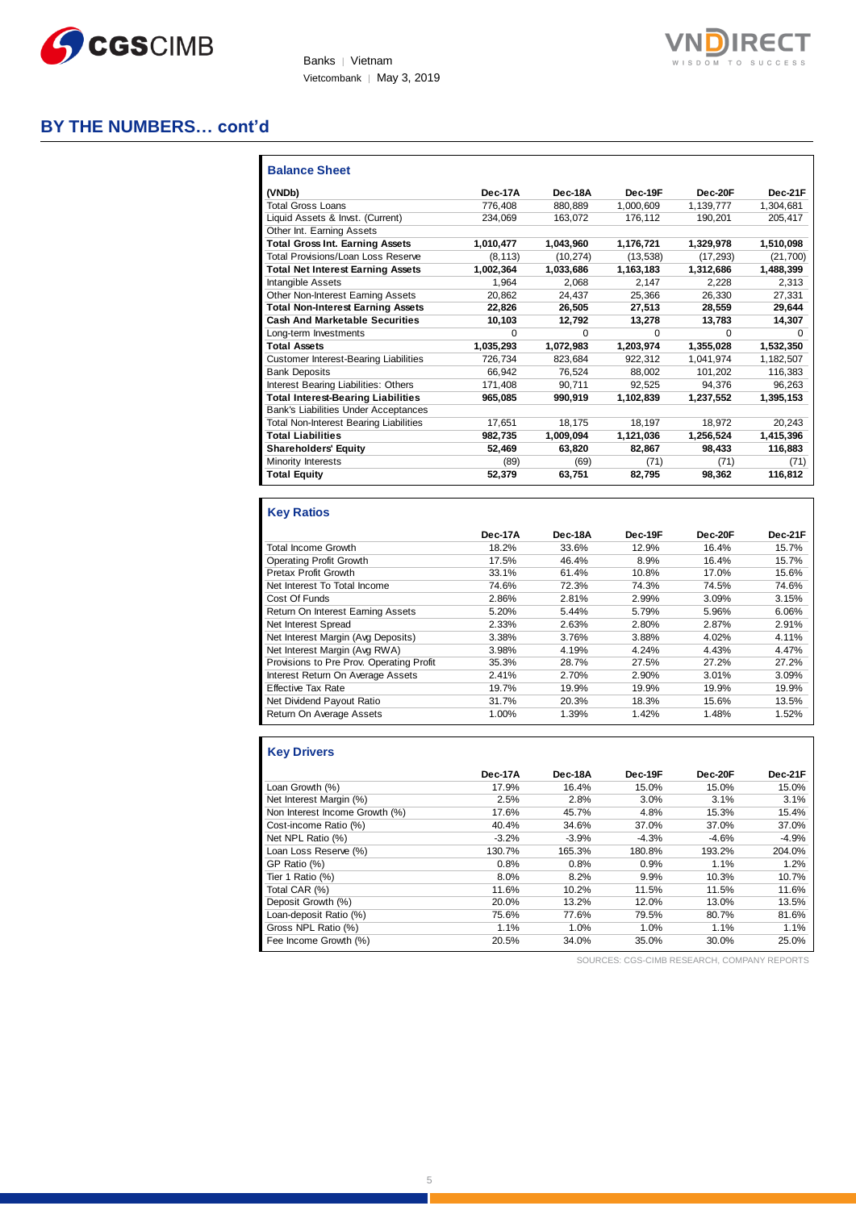## BY THE NUMBERS… cont'd

### Balance Sheet

| (VNDb) | Dec-17A | Dec-18A | Dec-19F | Dec-20F | Dec-21F |
|---|---|---|---|---|---|
| Total Gross Loans | 776,408 | 880,889 | 1,000,609 | 1,139,777 | 1,304,681 |
| Liquid Assets & Invst. (Current) | 234,069 | 163,072 | 176,112 | 190,201 | 205,417 |
| Other Int. Earning Assets | | | | | |
| **Total Gross Int. Earning Assets** | **1,010,477** | **1,043,960** | **1,176,721** | **1,329,978** | **1,510,098** |
| Total Provisions/Loan Loss Reserve | (8,113) | (10,274) | (13,538) | (17,293) | (21,700) |
| **Total Net Interest Earning Assets** | **1,002,364** | **1,033,686** | **1,163,183** | **1,312,686** | **1,488,399** |
| Intangible Assets | 1,964 | 2,068 | 2,147 | 2,228 | 2,313 |
| Other Non-Interest Earning Assets | 20,862 | 24,437 | 25,366 | 26,330 | 27,331 |
| **Total Non-Interest Earning Assets** | **22,826** | **26,505** | **27,513** | **28,559** | **29,644** |
| **Cash And Marketable Securities** | **10,103** | **12,792** | **13,278** | **13,783** | **14,307** |
| Long-term Investments | 0 | 0 | 0 | 0 | 0 |
| **Total Assets** | **1,035,293** | **1,072,983** | **1,203,974** | **1,355,028** | **1,532,350** |
| Customer Interest-Bearing Liabilities | 726,734 | 823,684 | 922,312 | 1,041,974 | 1,182,507 |
| Bank Deposits | 66,942 | 76,524 | 88,002 | 101,202 | 116,383 |
| Interest Bearing Liabilities: Others | 171,408 | 90,711 | 92,525 | 94,376 | 96,263 |
| **Total Interest-Bearing Liabilities** | **965,085** | **990,919** | **1,102,839** | **1,237,552** | **1,395,153** |
| Bank's Liabilities Under Acceptances | | | | | |
| Total Non-Interest Bearing Liabilities | 17,651 | 18,175 | 18,197 | 18,972 | 20,243 |
| **Total Liabilities** | **982,735** | **1,009,094** | **1,121,036** | **1,256,524** | **1,415,396** |
| **Shareholders' Equity** | **52,469** | **63,820** | **82,867** | **98,433** | **116,883** |
| Minority Interests | (89) | (69) | (71) | (71) | (71) |
| **Total Equity** | **52,379** | **63,751** | **82,795** | **98,362** | **116,812** |

### Key Ratios

| | Dec-17A | Dec-18A | Dec-19F | Dec-20F | Dec-21F |
|---|---|---|---|---|---|
| Total Income Growth | 18.2% | 33.6% | 12.9% | 16.4% | 15.7% |
| Operating Profit Growth | 17.5% | 46.4% | 8.9% | 16.4% | 15.7% |
| Pretax Profit Growth | 33.1% | 61.4% | 10.8% | 17.0% | 15.6% |
| Net Interest To Total Income | 74.6% | 72.3% | 74.3% | 74.5% | 74.6% |
| Cost Of Funds | 2.86% | 2.81% | 2.99% | 3.09% | 3.15% |
| Return On Interest Earning Assets | 5.20% | 5.44% | 5.79% | 5.96% | 6.06% |
| Net Interest Spread | 2.33% | 2.63% | 2.80% | 2.87% | 2.91% |
| Net Interest Margin (Avg Deposits) | 3.38% | 3.76% | 3.88% | 4.02% | 4.11% |
| Net Interest Margin (Avg RWA) | 3.98% | 4.19% | 4.24% | 4.43% | 4.47% |
| Provisions to Pre Prov. Operating Profit | 35.3% | 28.7% | 27.5% | 27.2% | 27.2% |
| Interest Return On Average Assets | 2.41% | 2.70% | 2.90% | 3.01% | 3.09% |
| Effective Tax Rate | 19.7% | 19.9% | 19.9% | 19.9% | 19.9% |
| Net Dividend Payout Ratio | 31.7% | 20.3% | 18.3% | 15.6% | 13.5% |
| Return On Average Assets | 1.00% | 1.39% | 1.42% | 1.48% | 1.52% |

### Key Drivers

| | Dec-17A | Dec-18A | Dec-19F | Dec-20F | Dec-21F |
|---|---|---|---|---|---|
| Loan Growth (%) | 17.9% | 16.4% | 15.0% | 15.0% | 15.0% |
| Net Interest Margin (%) | 2.5% | 2.8% | 3.0% | 3.1% | 3.1% |
| Non Interest Income Growth (%) | 17.6% | 45.7% | 4.8% | 15.3% | 15.4% |
| Cost-income Ratio (%) | 40.4% | 34.6% | 37.0% | 37.0% | 37.0% |
| Net NPL Ratio (%) | -3.2% | -3.9% | -4.3% | -4.6% | -4.9% |
| Loan Loss Reserve (%) | 130.7% | 165.3% | 180.8% | 193.2% | 204.0% |
| GP Ratio (%) | 0.8% | 0.8% | 0.9% | 1.1% | 1.2% |
| Tier 1 Ratio (%) | 8.0% | 8.2% | 9.9% | 10.3% | 10.7% |
| Total CAR (%) | 11.6% | 10.2% | 11.5% | 11.5% | 11.6% |
| Deposit Growth (%) | 20.0% | 13.2% | 12.0% | 13.0% | 13.5% |
| Loan-deposit Ratio (%) | 75.6% | 77.6% | 79.5% | 80.7% | 81.6% |
| Gross NPL Ratio (%) | 1.1% | 1.0% | 1.0% | 1.1% | 1.1% |
| Fee Income Growth (%) | 20.5% | 34.0% | 35.0% | 30.0% | 25.0% |

SOURCES: CGS-CIMB RESEARCH, COMPANY REPORTS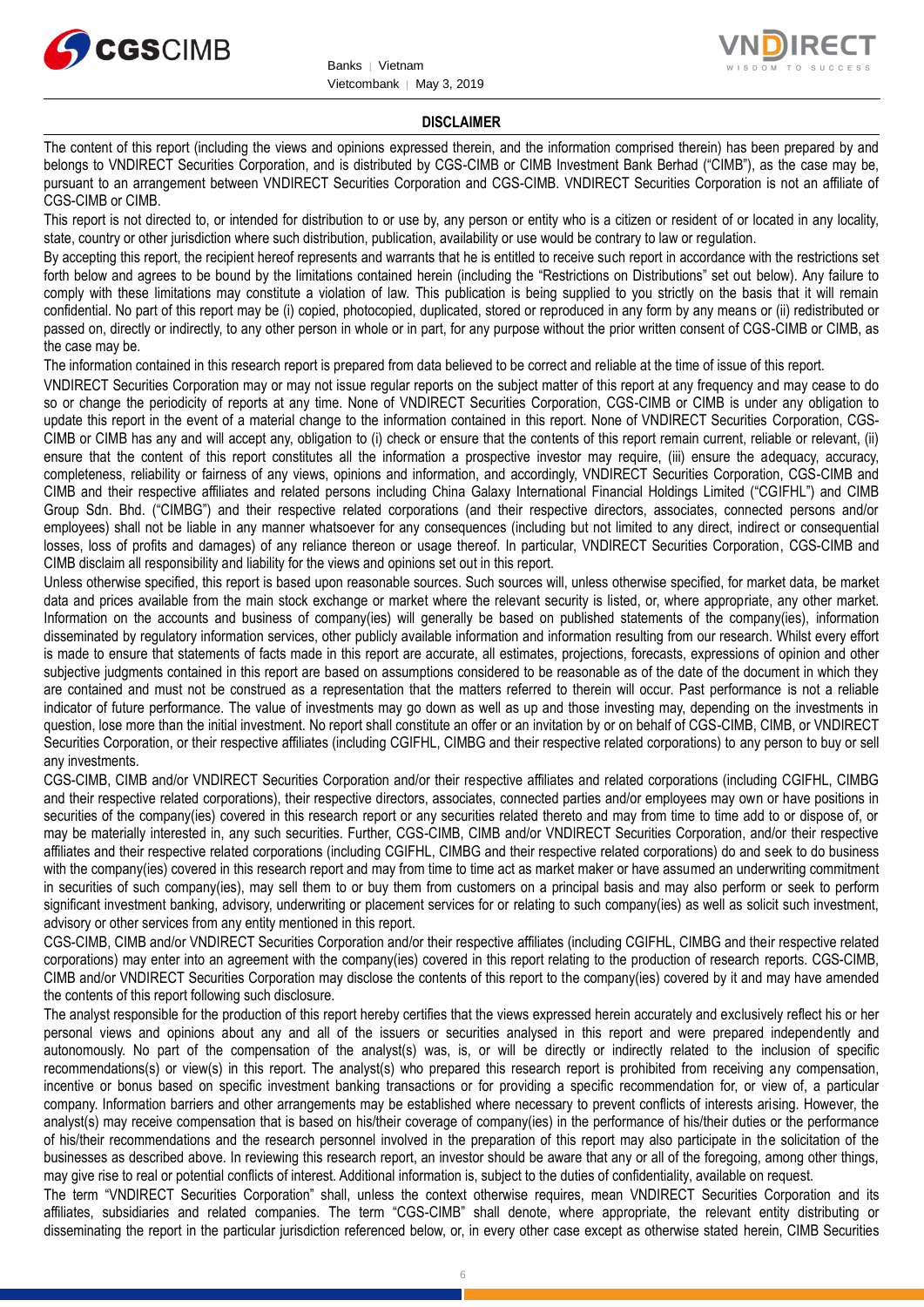## DISCLAIMER

The content of this report (including the views and opinions expressed therein, and the information comprised therein) has been prepared by and belongs to VNDIRECT Securities Corporation, and is distributed by CGS-CIMB or CIMB Investment Bank Berhad ("CIMB"), as the case may be, pursuant to an arrangement between VNDIRECT Securities Corporation and CGS-CIMB. VNDIRECT Securities Corporation is not an affiliate of CGS-CIMB or CIMB.

This report is not directed to, or intended for distribution to or use by, any person or entity who is a citizen or resident of or located in any locality, state, country or other jurisdiction where such distribution, publication, availability or use would be contrary to law or regulation.

By accepting this report, the recipient hereof represents and warrants that he is entitled to receive such report in accordance with the restrictions set forth below and agrees to be bound by the limitations contained herein (including the "Restrictions on Distributions" set out below). Any failure to comply with these limitations may constitute a violation of law. This publication is being supplied to you strictly on the basis that it will remain confidential. No part of this report may be (i) copied, photocopied, duplicated, stored or reproduced in any form by any means or (ii) redistributed or passed on, directly or indirectly, to any other person in whole or in part, for any purpose without the prior written consent of CGS-CIMB or CIMB, as the case may be.

The information contained in this research report is prepared from data believed to be correct and reliable at the time of issue of this report.

VNDIRECT Securities Corporation may or may not issue regular reports on the subject matter of this report at any frequency and may cease to do so or change the periodicity of reports at any time. None of VNDIRECT Securities Corporation, CGS-CIMB or CIMB is under any obligation to update this report in the event of a material change to the information contained in this report. None of VNDIRECT Securities Corporation, CGS-CIMB or CIMB has any and will accept any, obligation to (i) check or ensure that the contents of this report remain current, reliable or relevant, (ii) ensure that the content of this report constitutes all the information a prospective investor may require, (iii) ensure the adequacy, accuracy, completeness, reliability or fairness of any views, opinions and information, and accordingly, VNDIRECT Securities Corporation, CGS-CIMB and CIMB and their respective affiliates and related persons including China Galaxy International Financial Holdings Limited ("CGIFHL") and CIMB Group Sdn. Bhd. ("CIMBG") and their respective related corporations (and their respective directors, associates, connected persons and/or employees) shall not be liable in any manner whatsoever for any consequences (including but not limited to any direct, indirect or consequential losses, loss of profits and damages) of any reliance thereon or usage thereof. In particular, VNDIRECT Securities Corporation, CGS-CIMB and CIMB disclaim all responsibility and liability for the views and opinions set out in this report.

Unless otherwise specified, this report is based upon reasonable sources. Such sources will, unless otherwise specified, for market data, be market data and prices available from the main stock exchange or market where the relevant security is listed, or, where appropriate, any other market. Information on the accounts and business of company(ies) will generally be based on published statements of the company(ies), information disseminated by regulatory information services, other publicly available information and information resulting from our research. Whilst every effort is made to ensure that statements of facts made in this report are accurate, all estimates, projections, forecasts, expressions of opinion and other subjective judgments contained in this report are based on assumptions considered to be reasonable as of the date of the document in which they are contained and must not be construed as a representation that the matters referred to therein will occur. Past performance is not a reliable indicator of future performance. The value of investments may go down as well as up and those investing may, depending on the investments in question, lose more than the initial investment. No report shall constitute an offer or an invitation by or on behalf of CGS-CIMB, CIMB, or VNDIRECT Securities Corporation, or their respective affiliates (including CGIFHL, CIMBG and their respective related corporations) to any person to buy or sell any investments.

CGS-CIMB, CIMB and/or VNDIRECT Securities Corporation and/or their respective affiliates and related corporations (including CGIFHL, CIMBG and their respective related corporations), their respective directors, associates, connected parties and/or employees may own or have positions in securities of the company(ies) covered in this research report or any securities related thereto and may from time to time add to or dispose of, or may be materially interested in, any such securities. Further, CGS-CIMB, CIMB and/or VNDIRECT Securities Corporation, and/or their respective affiliates and their respective related corporations (including CGIFHL, CIMBG and their respective related corporations) do and seek to do business with the company(ies) covered in this research report and may from time to time act as market maker or have assumed an underwriting commitment in securities of such company(ies), may sell them to or buy them from customers on a principal basis and may also perform or seek to perform significant investment banking, advisory, underwriting or placement services for or relating to such company(ies) as well as solicit such investment, advisory or other services from any entity mentioned in this report.

CGS-CIMB, CIMB and/or VNDIRECT Securities Corporation and/or their respective affiliates (including CGIFHL, CIMBG and their respective related corporations) may enter into an agreement with the company(ies) covered in this report relating to the production of research reports. CGS-CIMB, CIMB and/or VNDIRECT Securities Corporation may disclose the contents of this report to the company(ies) covered by it and may have amended the contents of this report following such disclosure.

The analyst responsible for the production of this report hereby certifies that the views expressed herein accurately and exclusively reflect his or her personal views and opinions about any and all of the issuers or securities analysed in this report and were prepared independently and autonomously. No part of the compensation of the analyst(s) was, is, or will be directly or indirectly related to the inclusion of specific recommendations(s) or view(s) in this report. The analyst(s) who prepared this research report is prohibited from receiving any compensation, incentive or bonus based on specific investment banking transactions or for providing a specific recommendation for, or view of, a particular company. Information barriers and other arrangements may be established where necessary to prevent conflicts of interests arising. However, the analyst(s) may receive compensation that is based on his/their coverage of company(ies) in the performance of his/their duties or the performance of his/their recommendations and the research personnel involved in the preparation of this report may also participate in the solicitation of the businesses as described above. In reviewing this research report, an investor should be aware that any or all of the foregoing, among other things, may give rise to real or potential conflicts of interest. Additional information is, subject to the duties of confidentiality, available on request.

The term "VNDIRECT Securities Corporation" shall, unless the context otherwise requires, mean VNDIRECT Securities Corporation and its affiliates, subsidiaries and related companies. The term "CGS-CIMB" shall denote, where appropriate, the relevant entity distributing or disseminating the report in the particular jurisdiction referenced below, or, in every other case except as otherwise stated herein, CIMB Securities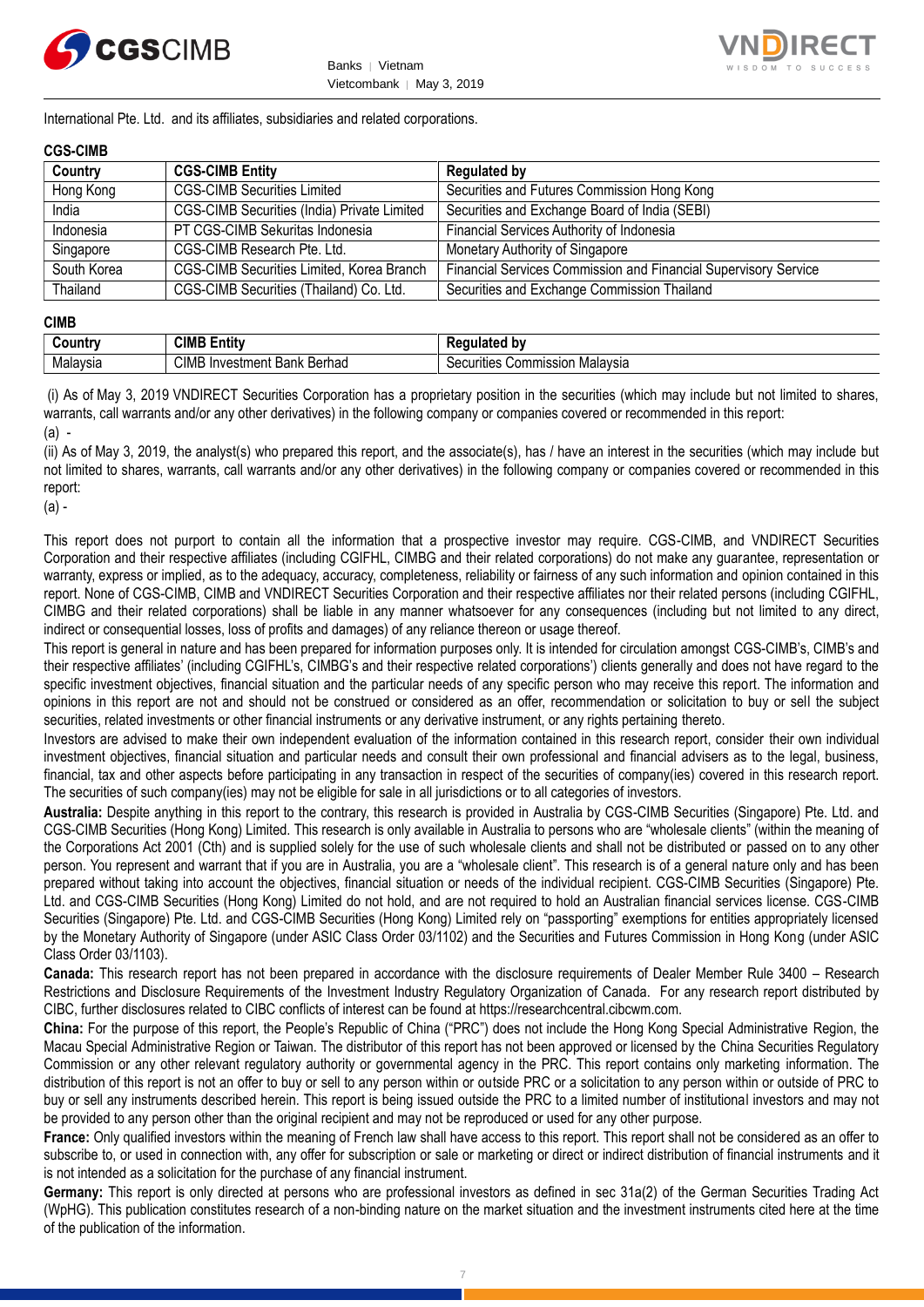International Pte. Ltd. and its affiliates, subsidiaries and related corporations.

**CGS-CIMB**

| Country | CGS-CIMB Entity | Regulated by |
|---|---|---|
| Hong Kong | CGS-CIMB Securities Limited | Securities and Futures Commission Hong Kong |
| India | CGS-CIMB Securities (India) Private Limited | Securities and Exchange Board of India (SEBI) |
| Indonesia | PT CGS-CIMB Sekuritas Indonesia | Financial Services Authority of Indonesia |
| Singapore | CGS-CIMB Research Pte. Ltd. | Monetary Authority of Singapore |
| South Korea | CGS-CIMB Securities Limited, Korea Branch | Financial Services Commission and Financial Supervisory Service |
| Thailand | CGS-CIMB Securities (Thailand) Co. Ltd. | Securities and Exchange Commission Thailand |

**CIMB**

| Country | CIMB Entity | Regulated by |
|---|---|---|
| Malaysia | CIMB Investment Bank Berhad | Securities Commission Malaysia |

(i) As of May 3, 2019 VNDIRECT Securities Corporation has a proprietary position in the securities (which may include but not limited to shares, warrants, call warrants and/or any other derivatives) in the following company or companies covered or recommended in this report:

(a) -

(ii) As of May 3, 2019, the analyst(s) who prepared this report, and the associate(s), has / have an interest in the securities (which may include but not limited to shares, warrants, call warrants and/or any other derivatives) in the following company or companies covered or recommended in this report:

(a) -

This report does not purport to contain all the information that a prospective investor may require. CGS-CIMB, and VNDIRECT Securities Corporation and their respective affiliates (including CGIFHL, CIMBG and their related corporations) do not make any guarantee, representation or warranty, express or implied, as to the adequacy, accuracy, completeness, reliability or fairness of any such information and opinion contained in this report. None of CGS-CIMB, CIMB and VNDIRECT Securities Corporation and their respective affiliates nor their related persons (including CGIFHL, CIMBG and their related corporations) shall be liable in any manner whatsoever for any consequences (including but not limited to any direct, indirect or consequential losses, loss of profits and damages) of any reliance thereon or usage thereof.

This report is general in nature and has been prepared for information purposes only. It is intended for circulation amongst CGS-CIMB's, CIMB's and their respective affiliates' (including CGIFHL's, CIMBG's and their respective related corporations') clients generally and does not have regard to the specific investment objectives, financial situation and the particular needs of any specific person who may receive this report. The information and opinions in this report are not and should not be construed or considered as an offer, recommendation or solicitation to buy or sell the subject securities, related investments or other financial instruments or any derivative instrument, or any rights pertaining thereto.

Investors are advised to make their own independent evaluation of the information contained in this research report, consider their own individual investment objectives, financial situation and particular needs and consult their own professional and financial advisers as to the legal, business, financial, tax and other aspects before participating in any transaction in respect of the securities of company(ies) covered in this research report. The securities of such company(ies) may not be eligible for sale in all jurisdictions or to all categories of investors.

**Australia:** Despite anything in this report to the contrary, this research is provided in Australia by CGS-CIMB Securities (Singapore) Pte. Ltd. and CGS-CIMB Securities (Hong Kong) Limited. This research is only available in Australia to persons who are "wholesale clients" (within the meaning of the Corporations Act 2001 (Cth) and is supplied solely for the use of such wholesale clients and shall not be distributed or passed on to any other person. You represent and warrant that if you are in Australia, you are a "wholesale client". This research is of a general nature only and has been prepared without taking into account the objectives, financial situation or needs of the individual recipient. CGS-CIMB Securities (Singapore) Pte. Ltd. and CGS-CIMB Securities (Hong Kong) Limited do not hold, and are not required to hold an Australian financial services license. CGS-CIMB Securities (Singapore) Pte. Ltd. and CGS-CIMB Securities (Hong Kong) Limited rely on "passporting" exemptions for entities appropriately licensed by the Monetary Authority of Singapore (under ASIC Class Order 03/1102) and the Securities and Futures Commission in Hong Kong (under ASIC Class Order 03/1103).

**Canada:** This research report has not been prepared in accordance with the disclosure requirements of Dealer Member Rule 3400 – Research Restrictions and Disclosure Requirements of the Investment Industry Regulatory Organization of Canada. For any research report distributed by CIBC, further disclosures related to CIBC conflicts of interest can be found at https://researchcentral.cibcwm.com.

**China:** For the purpose of this report, the People's Republic of China ("PRC") does not include the Hong Kong Special Administrative Region, the Macau Special Administrative Region or Taiwan. The distributor of this report has not been approved or licensed by the China Securities Regulatory Commission or any other relevant regulatory authority or governmental agency in the PRC. This report contains only marketing information. The distribution of this report is not an offer to buy or sell to any person within or outside PRC or a solicitation to any person within or outside of PRC to buy or sell any instruments described herein. This report is being issued outside the PRC to a limited number of institutional investors and may not be provided to any person other than the original recipient and may not be reproduced or used for any other purpose.

**France:** Only qualified investors within the meaning of French law shall have access to this report. This report shall not be considered as an offer to subscribe to, or used in connection with, any offer for subscription or sale or marketing or direct or indirect distribution of financial instruments and it is not intended as a solicitation for the purchase of any financial instrument.

**Germany:** This report is only directed at persons who are professional investors as defined in sec 31a(2) of the German Securities Trading Act (WpHG). This publication constitutes research of a non-binding nature on the market situation and the investment instruments cited here at the time of the publication of the information.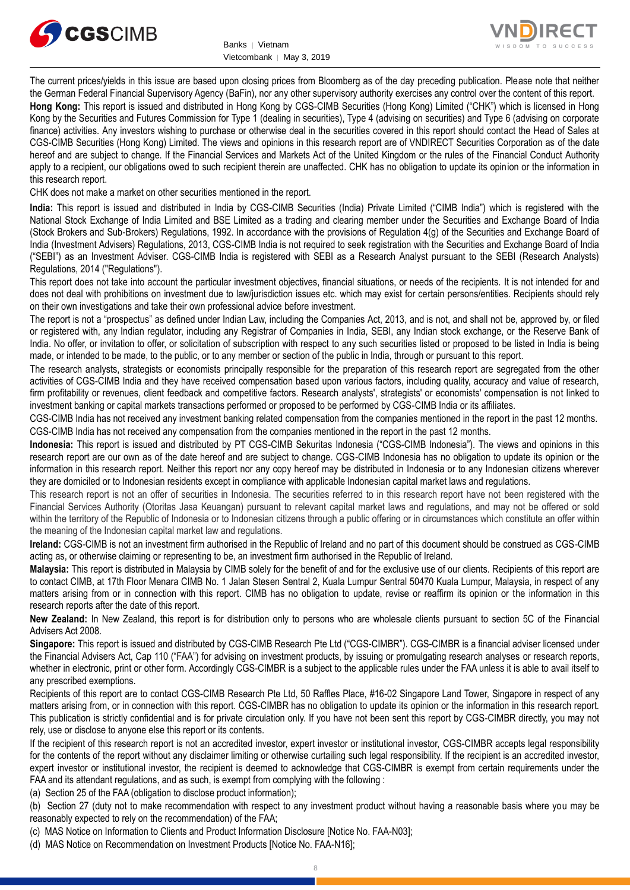The current prices/yields in this issue are based upon closing prices from Bloomberg as of the day preceding publication. Please note that neither the German Federal Financial Supervisory Agency (BaFin), nor any other supervisory authority exercises any control over the content of this report.

**Hong Kong:** This report is issued and distributed in Hong Kong by CGS-CIMB Securities (Hong Kong) Limited ("CHK") which is licensed in Hong Kong by the Securities and Futures Commission for Type 1 (dealing in securities), Type 4 (advising on securities) and Type 6 (advising on corporate finance) activities. Any investors wishing to purchase or otherwise deal in the securities covered in this report should contact the Head of Sales at CGS-CIMB Securities (Hong Kong) Limited. The views and opinions in this research report are of VNDIRECT Securities Corporation as of the date hereof and are subject to change. If the Financial Services and Markets Act of the United Kingdom or the rules of the Financial Conduct Authority apply to a recipient, our obligations owed to such recipient therein are unaffected. CHK has no obligation to update its opinion or the information in this research report.

CHK does not make a market on other securities mentioned in the report.

**India:** This report is issued and distributed in India by CGS-CIMB Securities (India) Private Limited ("CIMB India") which is registered with the National Stock Exchange of India Limited and BSE Limited as a trading and clearing member under the Securities and Exchange Board of India (Stock Brokers and Sub-Brokers) Regulations, 1992. In accordance with the provisions of Regulation 4(g) of the Securities and Exchange Board of India (Investment Advisers) Regulations, 2013, CGS-CIMB India is not required to seek registration with the Securities and Exchange Board of India ("SEBI") as an Investment Adviser. CGS-CIMB India is registered with SEBI as a Research Analyst pursuant to the SEBI (Research Analysts) Regulations, 2014 ("Regulations").

This report does not take into account the particular investment objectives, financial situations, or needs of the recipients. It is not intended for and does not deal with prohibitions on investment due to law/jurisdiction issues etc. which may exist for certain persons/entities. Recipients should rely on their own investigations and take their own professional advice before investment.

The report is not a "prospectus" as defined under Indian Law, including the Companies Act, 2013, and is not, and shall not be, approved by, or filed or registered with, any Indian regulator, including any Registrar of Companies in India, SEBI, any Indian stock exchange, or the Reserve Bank of India. No offer, or invitation to offer, or solicitation of subscription with respect to any such securities listed or proposed to be listed in India is being made, or intended to be made, to the public, or to any member or section of the public in India, through or pursuant to this report.

The research analysts, strategists or economists principally responsible for the preparation of this research report are segregated from the other activities of CGS-CIMB India and they have received compensation based upon various factors, including quality, accuracy and value of research, firm profitability or revenues, client feedback and competitive factors. Research analysts', strategists' or economists' compensation is not linked to investment banking or capital markets transactions performed or proposed to be performed by CGS-CIMB India or its affiliates.

CGS-CIMB India has not received any investment banking related compensation from the companies mentioned in the report in the past 12 months. CGS-CIMB India has not received any compensation from the companies mentioned in the report in the past 12 months.

**Indonesia:** This report is issued and distributed by PT CGS-CIMB Sekuritas Indonesia ("CGS-CIMB Indonesia"). The views and opinions in this research report are our own as of the date hereof and are subject to change. CGS-CIMB Indonesia has no obligation to update its opinion or the information in this research report. Neither this report nor any copy hereof may be distributed in Indonesia or to any Indonesian citizens wherever they are domiciled or to Indonesian residents except in compliance with applicable Indonesian capital market laws and regulations.

This research report is not an offer of securities in Indonesia. The securities referred to in this research report have not been registered with the Financial Services Authority (Otoritas Jasa Keuangan) pursuant to relevant capital market laws and regulations, and may not be offered or sold within the territory of the Republic of Indonesia or to Indonesian citizens through a public offering or in circumstances which constitute an offer within the meaning of the Indonesian capital market law and regulations.

**Ireland:** CGS-CIMB is not an investment firm authorised in the Republic of Ireland and no part of this document should be construed as CGS-CIMB acting as, or otherwise claiming or representing to be, an investment firm authorised in the Republic of Ireland.

**Malaysia:** This report is distributed in Malaysia by CIMB solely for the benefit of and for the exclusive use of our clients. Recipients of this report are to contact CIMB, at 17th Floor Menara CIMB No. 1 Jalan Stesen Sentral 2, Kuala Lumpur Sentral 50470 Kuala Lumpur, Malaysia, in respect of any matters arising from or in connection with this report. CIMB has no obligation to update, revise or reaffirm its opinion or the information in this research reports after the date of this report.

**New Zealand:** In New Zealand, this report is for distribution only to persons who are wholesale clients pursuant to section 5C of the Financial Advisers Act 2008.

**Singapore:** This report is issued and distributed by CGS-CIMB Research Pte Ltd ("CGS-CIMBR"). CGS-CIMBR is a financial adviser licensed under the Financial Advisers Act, Cap 110 ("FAA") for advising on investment products, by issuing or promulgating research analyses or research reports, whether in electronic, print or other form. Accordingly CGS-CIMBR is a subject to the applicable rules under the FAA unless it is able to avail itself to any prescribed exemptions.

Recipients of this report are to contact CGS-CIMB Research Pte Ltd, 50 Raffles Place, #16-02 Singapore Land Tower, Singapore in respect of any matters arising from, or in connection with this report. CGS-CIMBR has no obligation to update its opinion or the information in this research report. This publication is strictly confidential and is for private circulation only. If you have not been sent this report by CGS-CIMBR directly, you may not rely, use or disclose to anyone else this report or its contents.

If the recipient of this research report is not an accredited investor, expert investor or institutional investor, CGS-CIMBR accepts legal responsibility for the contents of the report without any disclaimer limiting or otherwise curtailing such legal responsibility. If the recipient is an accredited investor, expert investor or institutional investor, the recipient is deemed to acknowledge that CGS-CIMBR is exempt from certain requirements under the FAA and its attendant regulations, and as such, is exempt from complying with the following :

(a) Section 25 of the FAA (obligation to disclose product information);

(b) Section 27 (duty not to make recommendation with respect to any investment product without having a reasonable basis where you may be reasonably expected to rely on the recommendation) of the FAA;

(c) MAS Notice on Information to Clients and Product Information Disclosure [Notice No. FAA-N03];

(d) MAS Notice on Recommendation on Investment Products [Notice No. FAA-N16];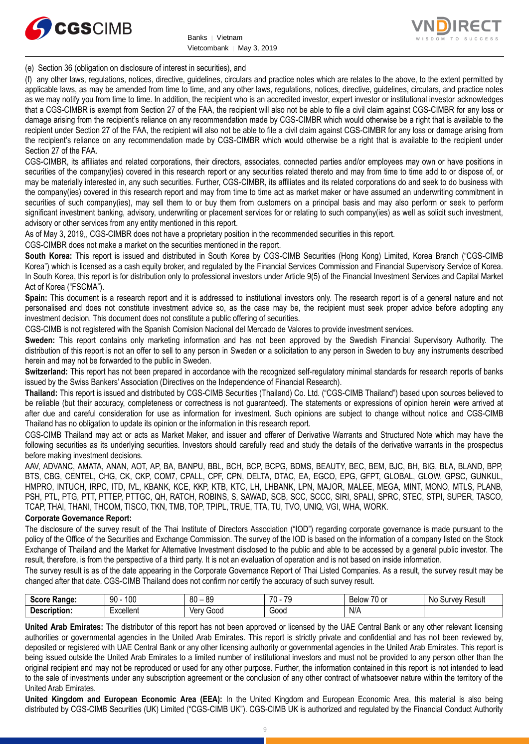(e) Section 36 (obligation on disclosure of interest in securities), and

(f) any other laws, regulations, notices, directive, guidelines, circulars and practice notes which are relates to the above, to the extent permitted by applicable laws, as may be amended from time to time, and any other laws, regulations, notices, directive, guidelines, circulars, and practice notes as we may notify you from time to time. In addition, the recipient who is an accredited investor, expert investor or institutional investor acknowledges that a CGS-CIMBR is exempt from Section 27 of the FAA, the recipient will also not be able to file a civil claim against CGS-CIMBR for any loss or damage arising from the recipient's reliance on any recommendation made by CGS-CIMBR which would otherwise be a right that is available to the recipient under Section 27 of the FAA, the recipient will also not be able to file a civil claim against CGS-CIMBR for any loss or damage arising from the recipient's reliance on any recommendation made by CGS-CIMBR which would otherwise be a right that is available to the recipient under Section 27 of the FAA.

CGS-CIMBR, its affiliates and related corporations, their directors, associates, connected parties and/or employees may own or have positions in securities of the company(ies) covered in this research report or any securities related thereto and may from time to time add to or dispose of, or may be materially interested in, any such securities. Further, CGS-CIMBR, its affiliates and its related corporations do and seek to do business with the company(ies) covered in this research report and may from time to time act as market maker or have assumed an underwriting commitment in securities of such company(ies), may sell them to or buy them from customers on a principal basis and may also perform or seek to perform significant investment banking, advisory, underwriting or placement services for or relating to such company(ies) as well as solicit such investment, advisory or other services from any entity mentioned in this report.

As of May 3, 2019,, CGS-CIMBR does not have a proprietary position in the recommended securities in this report.

CGS-CIMBR does not make a market on the securities mentioned in the report.

**South Korea:** This report is issued and distributed in South Korea by CGS-CIMB Securities (Hong Kong) Limited, Korea Branch ("CGS-CIMB Korea") which is licensed as a cash equity broker, and regulated by the Financial Services Commission and Financial Supervisory Service of Korea. In South Korea, this report is for distribution only to professional investors under Article 9(5) of the Financial Investment Services and Capital Market Act of Korea ("FSCMA").

**Spain:** This document is a research report and it is addressed to institutional investors only. The research report is of a general nature and not personalised and does not constitute investment advice so, as the case may be, the recipient must seek proper advice before adopting any investment decision. This document does not constitute a public offering of securities.

CGS-CIMB is not registered with the Spanish Comision Nacional del Mercado de Valores to provide investment services.

**Sweden:** This report contains only marketing information and has not been approved by the Swedish Financial Supervisory Authority. The distribution of this report is not an offer to sell to any person in Sweden or a solicitation to any person in Sweden to buy any instruments described herein and may not be forwarded to the public in Sweden.

**Switzerland:** This report has not been prepared in accordance with the recognized self-regulatory minimal standards for research reports of banks issued by the Swiss Bankers' Association (Directives on the Independence of Financial Research).

**Thailand:** This report is issued and distributed by CGS-CIMB Securities (Thailand) Co. Ltd. ("CGS-CIMB Thailand") based upon sources believed to be reliable (but their accuracy, completeness or correctness is not guaranteed). The statements or expressions of opinion herein were arrived at after due and careful consideration for use as information for investment. Such opinions are subject to change without notice and CGS-CIMB Thailand has no obligation to update its opinion or the information in this research report.

CGS-CIMB Thailand may act or acts as Market Maker, and issuer and offerer of Derivative Warrants and Structured Note which may have the following securities as its underlying securities. Investors should carefully read and study the details of the derivative warrants in the prospectus before making investment decisions.

AAV, ADVANC, AMATA, ANAN, AOT, AP, BA, BANPU, BBL, BCH, BCP, BCPG, BDMS, BEAUTY, BEC, BEM, BJC, BH, BIG, BLA, BLAND, BPP, BTS, CBG, CENTEL, CHG, CK, CKP, COM7, CPALL, CPF, CPN, DELTA, DTAC, EA, EGCO, EPG, GFPT, GLOBAL, GLOW, GPSC, GUNKUL, HMPRO, INTUCH, IRPC, ITD, IVL, KBANK, KCE, KKP, KTB, KTC, LH, LHBANK, LPN, MAJOR, MALEE, MEGA, MINT, MONO, MTLS, PLANB, PSH, PTL, PTG, PTT, PTTEP, PTTGC, QH, RATCH, ROBINS, S, SAWAD, SCB, SCC, SCCC, SIRI, SPALI, SPRC, STEC, STPI, SUPER, TASCO, TCAP, THAI, THANI, THCOM, TISCO, TKN, TMB, TOP, TPIPL, TRUE, TTA, TU, TVO, UNIQ, VGI, WHA, WORK.

**Corporate Governance Report:**

The disclosure of the survey result of the Thai Institute of Directors Association ("IOD") regarding corporate governance is made pursuant to the policy of the Office of the Securities and Exchange Commission. The survey of the IOD is based on the information of a company listed on the Stock Exchange of Thailand and the Market for Alternative Investment disclosed to the public and able to be accessed by a general public investor. The result, therefore, is from the perspective of a third party. It is not an evaluation of operation and is not based on inside information.

The survey result is as of the date appearing in the Corporate Governance Report of Thai Listed Companies. As a result, the survey result may be changed after that date. CGS-CIMB Thailand does not confirm nor certify the accuracy of such survey result.

| **Score Range:** | 90 - 100 | 80 – 89 | 70 - 79 | Below 70 or | No Survey Result |
|---|---|---|---|---|---|
| **Description:** | Excellent | Very Good | Good | N/A | |

**United Arab Emirates:** The distributor of this report has not been approved or licensed by the UAE Central Bank or any other relevant licensing authorities or governmental agencies in the United Arab Emirates. This report is strictly private and confidential and has not been reviewed by, deposited or registered with UAE Central Bank or any other licensing authority or governmental agencies in the United Arab Emirates. This report is being issued outside the United Arab Emirates to a limited number of institutional investors and must not be provided to any person other than the original recipient and may not be reproduced or used for any other purpose. Further, the information contained in this report is not intended to lead to the sale of investments under any subscription agreement or the conclusion of any other contract of whatsoever nature within the territory of the United Arab Emirates.

**United Kingdom and European Economic Area (EEA):** In the United Kingdom and European Economic Area, this material is also being distributed by CGS-CIMB Securities (UK) Limited ("CGS-CIMB UK"). CGS-CIMB UK is authorized and regulated by the Financial Conduct Authority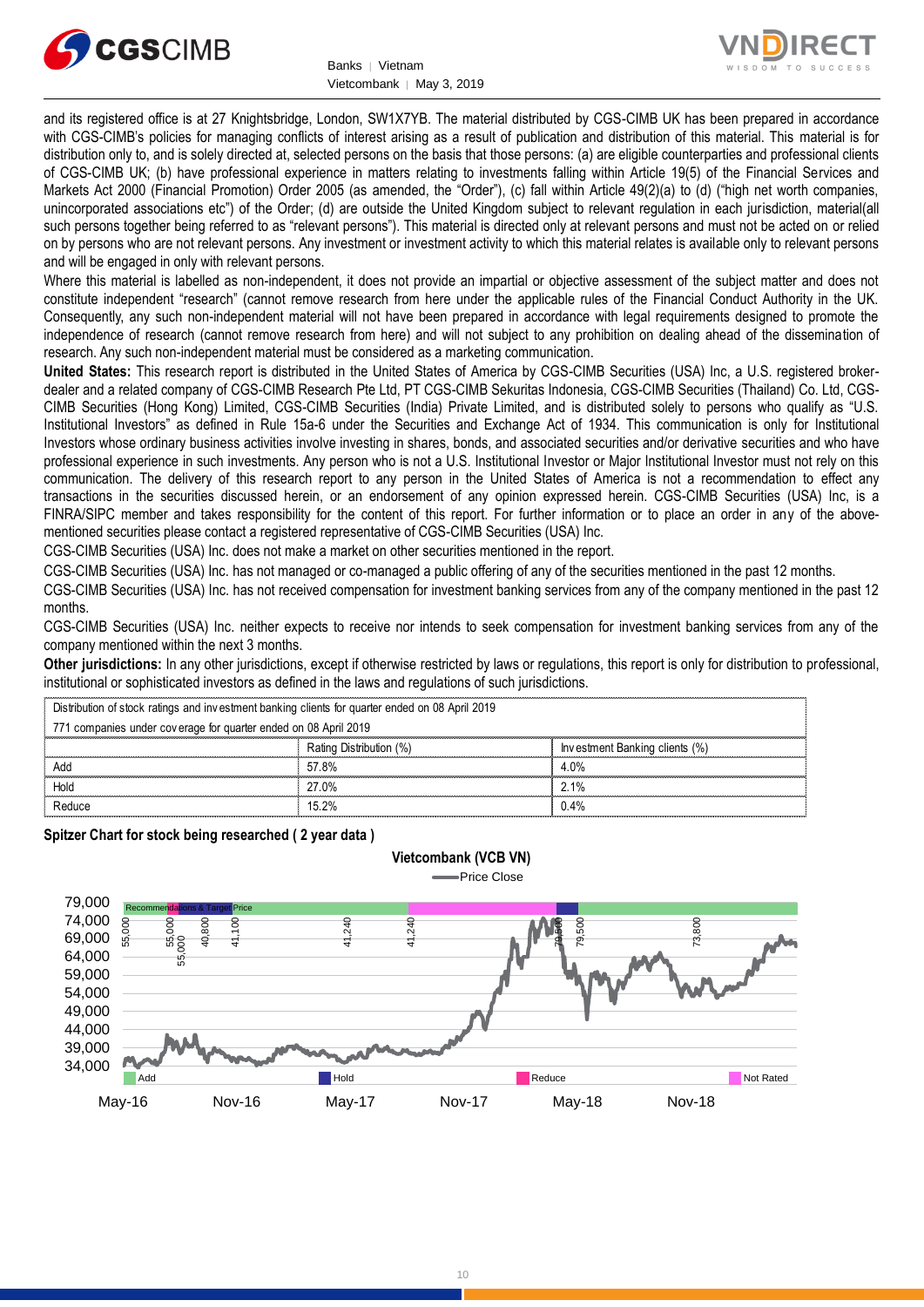and its registered office is at 27 Knightsbridge, London, SW1X7YB. The material distributed by CGS-CIMB UK has been prepared in accordance with CGS-CIMB's policies for managing conflicts of interest arising as a result of publication and distribution of this material. This material is for distribution only to, and is solely directed at, selected persons on the basis that those persons: (a) are eligible counterparties and professional clients of CGS-CIMB UK; (b) have professional experience in matters relating to investments falling within Article 19(5) of the Financial Services and Markets Act 2000 (Financial Promotion) Order 2005 (as amended, the "Order"), (c) fall within Article 49(2)(a) to (d) ("high net worth companies, unincorporated associations etc") of the Order; (d) are outside the United Kingdom subject to relevant regulation in each jurisdiction, material(all such persons together being referred to as "relevant persons"). This material is directed only at relevant persons and must not be acted on or relied on by persons who are not relevant persons. Any investment or investment activity to which this material relates is available only to relevant persons and will be engaged in only with relevant persons.

Where this material is labelled as non-independent, it does not provide an impartial or objective assessment of the subject matter and does not constitute independent "research" (cannot remove research from here under the applicable rules of the Financial Conduct Authority in the UK. Consequently, any such non-independent material will not have been prepared in accordance with legal requirements designed to promote the independence of research (cannot remove research from here) and will not subject to any prohibition on dealing ahead of the dissemination of research. Any such non-independent material must be considered as a marketing communication.

**United States:** This research report is distributed in the United States of America by CGS-CIMB Securities (USA) Inc, a U.S. registered broker-dealer and a related company of CGS-CIMB Research Pte Ltd, PT CGS-CIMB Sekuritas Indonesia, CGS-CIMB Securities (Thailand) Co. Ltd, CGS-CIMB Securities (Hong Kong) Limited, CGS-CIMB Securities (India) Private Limited, and is distributed solely to persons who qualify as "U.S. Institutional Investors" as defined in Rule 15a-6 under the Securities and Exchange Act of 1934. This communication is only for Institutional Investors whose ordinary business activities involve investing in shares, bonds, and associated securities and/or derivative securities and who have professional experience in such investments. Any person who is not a U.S. Institutional Investor or Major Institutional Investor must not rely on this communication. The delivery of this research report to any person in the United States of America is not a recommendation to effect any transactions in the securities discussed herein, or an endorsement of any opinion expressed herein. CGS-CIMB Securities (USA) Inc, is a FINRA/SIPC member and takes responsibility for the content of this report. For further information or to place an order in any of the above-mentioned securities please contact a registered representative of CGS-CIMB Securities (USA) Inc.

CGS-CIMB Securities (USA) Inc. does not make a market on other securities mentioned in the report.

CGS-CIMB Securities (USA) Inc. has not managed or co-managed a public offering of any of the securities mentioned in the past 12 months.

CGS-CIMB Securities (USA) Inc. has not received compensation for investment banking services from any of the company mentioned in the past 12 months.

CGS-CIMB Securities (USA) Inc. neither expects to receive nor intends to seek compensation for investment banking services from any of the company mentioned within the next 3 months.

**Other jurisdictions:** In any other jurisdictions, except if otherwise restricted by laws or regulations, this report is only for distribution to professional, institutional or sophisticated investors as defined in the laws and regulations of such jurisdictions.

| Distribution of stock ratings and investment banking clients for quarter ended on 08 April 2019 | | |
|---|---|---|
| 771 companies under coverage for quarter ended on 08 April 2019 | | |
| | Rating Distribution (%) | Investment Banking clients (%) |
| Add | 57.8% | 4.0% |
| Hold | 27.0% | 2.1% |
| Reduce | 15.2% | 0.4% |

**Spitzer Chart for stock being researched ( 2 year data )**

Vietcombank (VCB VN)

Price Close

Recommendations & Target Price: 55,000; 55,000; 55,000; 40,800; 41,100; 41,240; 41,240; 79,500; 79,500; 73,800

Add | Hold | Reduce | Not Rated

May-16 | Nov-16 | May-17 | Nov-17 | May-18 | Nov-18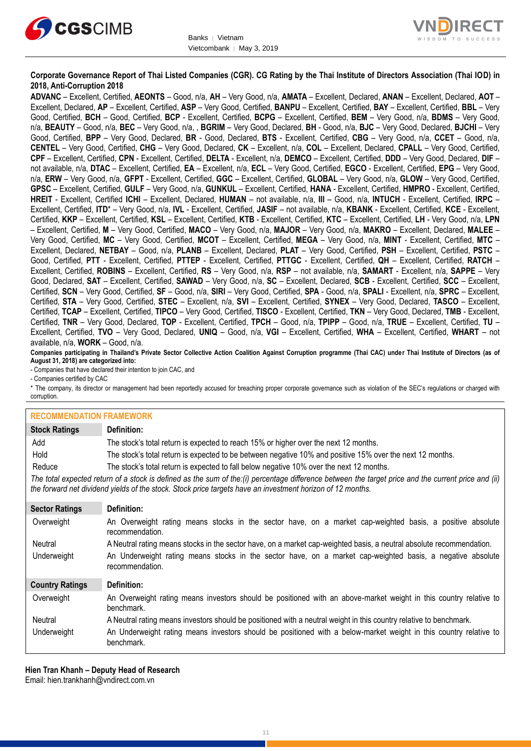**Corporate Governance Report of Thai Listed Companies (CGR). CG Rating by the Thai Institute of Directors Association (Thai IOD) in 2018, Anti-Corruption 2018**

**ADVANC** – Excellent, Certified, **AEONTS** – Good, n/a, **AH** – Very Good, n/a, **AMATA** – Excellent, Declared, **ANAN** – Excellent, Declared, **AOT** – Excellent, Declared, **AP** – Excellent, Certified, **ASP** – Very Good, Certified, **BANPU** – Excellent, Certified, **BAY** – Excellent, Certified, **BBL** – Very Good, Certified, **BCH** – Good, Certified, **BCP** - Excellent, Certified, **BCPG** – Excellent, Certified, **BEM** – Very Good, n/a, **BDMS** – Very Good, n/a, **BEAUTY** – Good, n/a, **BEC** – Very Good, n/a, , **BGRIM** – Very Good, Declared, **BH** - Good, n/a, **BJC** – Very Good, Declared, **BJCHI** – Very Good, Certified, **BPP** – Very Good, Declared, **BR** - Good, Declared, **BTS** - Excellent, Certified, **CBG** – Very Good, n/a, **CCET** – Good, n/a, **CENTEL** – Very Good, Certified, **CHG** – Very Good, Declared, **CK** – Excellent, n/a, **COL** – Excellent, Declared, **CPALL** – Very Good, Certified, **CPF** – Excellent, Certified, **CPN** - Excellent, Certified, **DELTA** - Excellent, n/a, **DEMCO** – Excellent, Certified, **DDD** – Very Good, Declared, **DIF** – not available, n/a, **DTAC** – Excellent, Certified, **EA** – Excellent, n/a, **ECL** – Very Good, Certified, **EGCO** - Excellent, Certified, **EPG** – Very Good, n/a, **ERW** – Very Good, n/a, **GFPT** - Excellent, Certified, **GGC** – Excellent, Certified, **GLOBAL** – Very Good, n/a, **GLOW** – Very Good, Certified, **GPSC** – Excellent, Certified, **GULF** – Very Good, n/a, **GUNKUL** – Excellent, Certified, **HANA** - Excellent, Certified, **HMPRO** - Excellent, Certified, **HREIT** - Excellent, Certified **ICHI** – Excellent, Declared, **HUMAN** – not available, n/a, **III** – Good, n/a, **INTUCH** - Excellent, Certified, **IRPC** – Excellent, Certified, **ITD*** – Very Good, n/a, **IVL** - Excellent, Certified, **JASIF** – not available, n/a, **KBANK** - Excellent, Certified, **KCE** - Excellent, Certified, **KKP** – Excellent, Certified, **KSL** – Excellent, Certified, **KTB** - Excellent, Certified, **KTC** – Excellent, Certified, **LH** - Very Good, n/a, **LPN** – Excellent, Certified, **M** – Very Good, Certified, **MACO** – Very Good, n/a, **MAJOR** – Very Good, n/a, **MAKRO** – Excellent, Declared, **MALEE** – Very Good, Certified, **MC** – Very Good, Certified, **MCOT** – Excellent, Certified, **MEGA** – Very Good, n/a, **MINT** - Excellent, Certified, **MTC** – Excellent, Declared, **NETBAY** – Good, n/a, **PLANB** – Excellent, Declared, **PLAT** – Very Good, Certified, **PSH** – Excellent, Certified, **PSTC** – Good, Certified, **PTT** - Excellent, Certified, **PTTEP** - Excellent, Certified, **PTTGC** - Excellent, Certified, **QH** – Excellent, Certified, **RATCH** – Excellent, Certified, **ROBINS** – Excellent, Certified, **RS** – Very Good, n/a, **RSP** – not available, n/a, **SAMART** - Excellent, n/a, **SAPPE** – Very Good, Declared, **SAT** – Excellent, Certified, **SAWAD** – Very Good, n/a, **SC** – Excellent, Declared, **SCB** - Excellent, Certified, **SCC** – Excellent, Certified, **SCN** – Very Good, Certified, **SF** – Good, n/a, **SIRI** – Very Good, Certified, **SPA** - Good, n/a, **SPALI** - Excellent, n/a, **SPRC** – Excellent, Certified, **STA** – Very Good, Certified, **STEC** – Excellent, n/a, **SVI** – Excellent, Certified, **SYNEX** – Very Good, Declared, **TASCO** – Excellent, Certified, **TCAP** – Excellent, Certified, **TIPCO** – Very Good, Certified, **TISCO** - Excellent, Certified, **TKN** – Very Good, Declared, **TMB** - Excellent, Certified, **TNR** – Very Good, Declared, **TOP** - Excellent, Certified, **TPCH** – Good, n/a, **TPIPP** – Good, n/a, **TRUE** – Excellent, Certified, **TU** – Excellent, Certified, **TVO** – Very Good, Declared, **UNIQ** – Good, n/a, **VGI** – Excellent, Certified, **WHA** – Excellent, Certified, **WHART** – not available, n/a, **WORK** – Good, n/a.

**Companies participating in Thailand's Private Sector Collective Action Coalition Against Corruption programme (Thai CAC) under Thai Institute of Directors (as of August 31, 2018) are categorized into:**

- Companies that have declared their intention to join CAC, and
- Companies certified by CAC

* The company, its director or management had been reportedly accused for breaching proper corporate governance such as violation of the SEC's regulations or charged with corruption.

## RECOMMENDATION FRAMEWORK

| Stock Ratings | Definition: |
|---|---|
| Add | The stock's total return is expected to reach 15% or higher over the next 12 months. |
| Hold | The stock's total return is expected to be between negative 10% and positive 15% over the next 12 months. |
| Reduce | The stock's total return is expected to fall below negative 10% over the next 12 months. |

*The total expected return of a stock is defined as the sum of the:(i) percentage difference between the target price and the current price and (ii) the forward net dividend yields of the stock. Stock price targets have an investment horizon of 12 months.*

| Sector Ratings | Definition: |
|---|---|
| Overweight | An Overweight rating means stocks in the sector have, on a market cap-weighted basis, a positive absolute recommendation. |
| Neutral | A Neutral rating means stocks in the sector have, on a market cap-weighted basis, a neutral absolute recommendation. |
| Underweight | An Underweight rating means stocks in the sector have, on a market cap-weighted basis, a negative absolute recommendation. |

| Country Ratings | Definition: |
|---|---|
| Overweight | An Overweight rating means investors should be positioned with an above-market weight in this country relative to benchmark. |
| Neutral | A Neutral rating means investors should be positioned with a neutral weight in this country relative to benchmark. |
| Underweight | An Underweight rating means investors should be positioned with a below-market weight in this country relative to benchmark. |

**Hien Tran Khanh – Deputy Head of Research**
Email: hien.trankhanh@vndirect.com.vn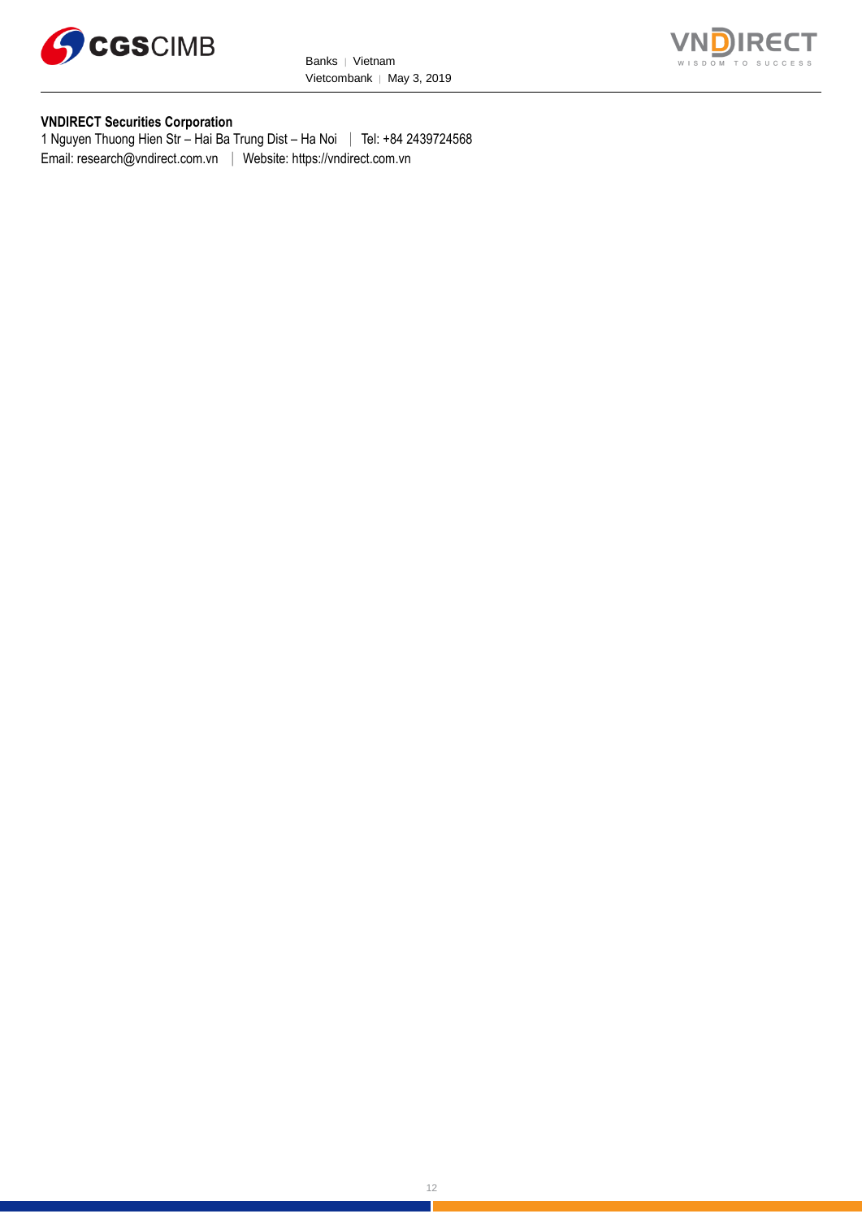**VNDIRECT Securities Corporation**

1 Nguyen Thuong Hien Str – Hai Ba Trung Dist – Ha Noi | Tel: +84 2439724568

Email: research@vndirect.com.vn | Website: https://vndirect.com.vn